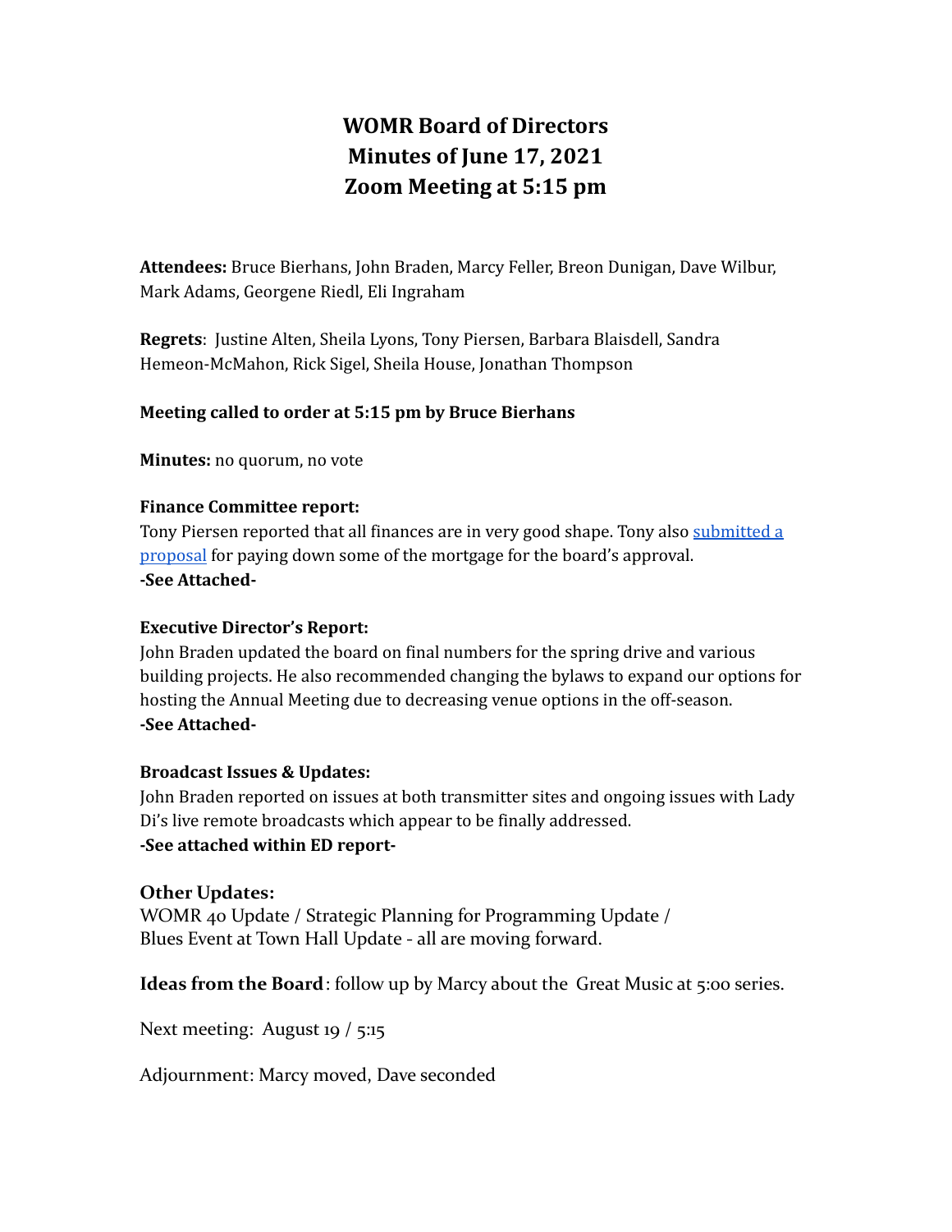# WOMR Board of Directors
# Minutes of June 17, 2021
# Zoom Meeting at 5:15 pm

**Attendees:** Bruce Bierhans, John Braden, Marcy Feller, Breon Dunigan, Dave Wilbur, Mark Adams, Georgene Riedl, Eli Ingraham

**Regrets**: Justine Alten, Sheila Lyons, Tony Piersen, Barbara Blaisdell, Sandra Hemeon-McMahon, Rick Sigel, Sheila House, Jonathan Thompson

**Meeting called to order at 5:15 pm by Bruce Bierhans**

**Minutes:** no quorum, no vote

**Finance Committee report:**
Tony Piersen reported that all finances are in very good shape. Tony also submitted a proposal for paying down some of the mortgage for the board's approval.
**-See Attached-**

**Executive Director's Report:**
John Braden updated the board on final numbers for the spring drive and various building projects. He also recommended changing the bylaws to expand our options for hosting the Annual Meeting due to decreasing venue options in the off-season.
**-See Attached-**

**Broadcast Issues & Updates:**
John Braden reported on issues at both transmitter sites and ongoing issues with Lady Di's live remote broadcasts which appear to be finally addressed.
**-See attached within ED report-**

**Other Updates:**
WOMR 40 Update / Strategic Planning for Programming Update /
Blues Event at Town Hall Update - all are moving forward.

**Ideas from the Board**: follow up by Marcy about the Great Music at 5:00 series.

Next meeting: August 19 / 5:15

Adjournment: Marcy moved, Dave seconded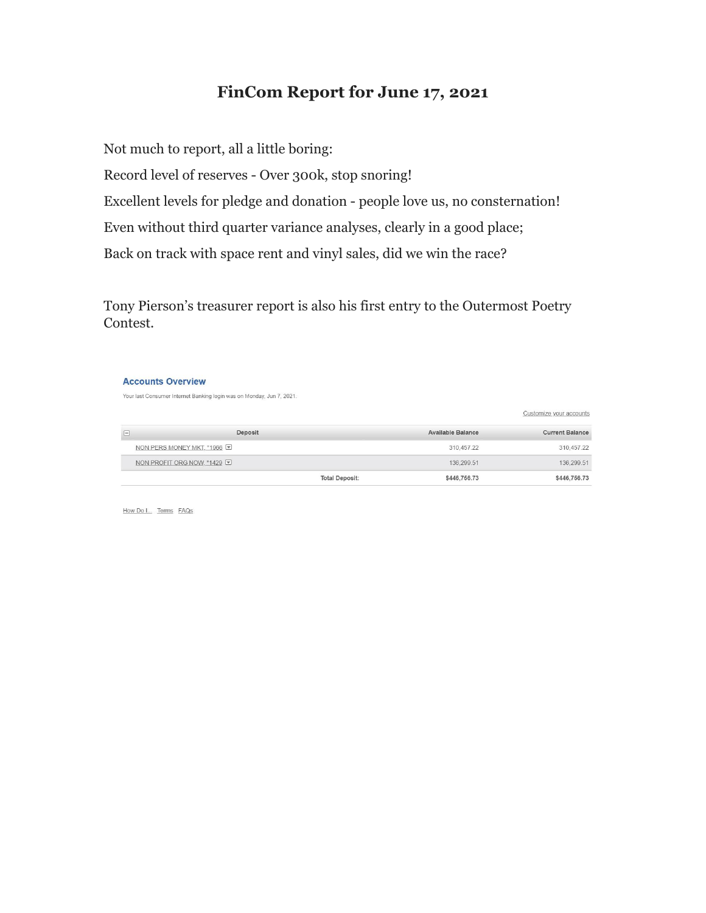# FinCom Report for June 17, 2021

Not much to report, all a little boring:

Record level of reserves - Over 300k, stop snoring!

Excellent levels for pledge and donation - people love us, no consternation!

Even without third quarter variance analyses, clearly in a good place;

Back on track with space rent and vinyl sales, did we win the race?

Tony Pierson's treasurer report is also his first entry to the Outermost Poetry Contest.

**Accounts Overview**

Your last Consumer Internet Banking login was on Monday, Jun 7, 2021.

Customize your accounts

| Deposit | | Available Balance | Current Balance |
|---|---|---|---|
| NON PERS MONEY MKT *1966 | | 310,457.22 | 310,457.22 |
| NON PROFIT ORG NOW *1429 | | 136,299.51 | 136,299.51 |
| | Total Deposit: | $446,756.73 | $446,756.73 |

How Do I... Terms FAQs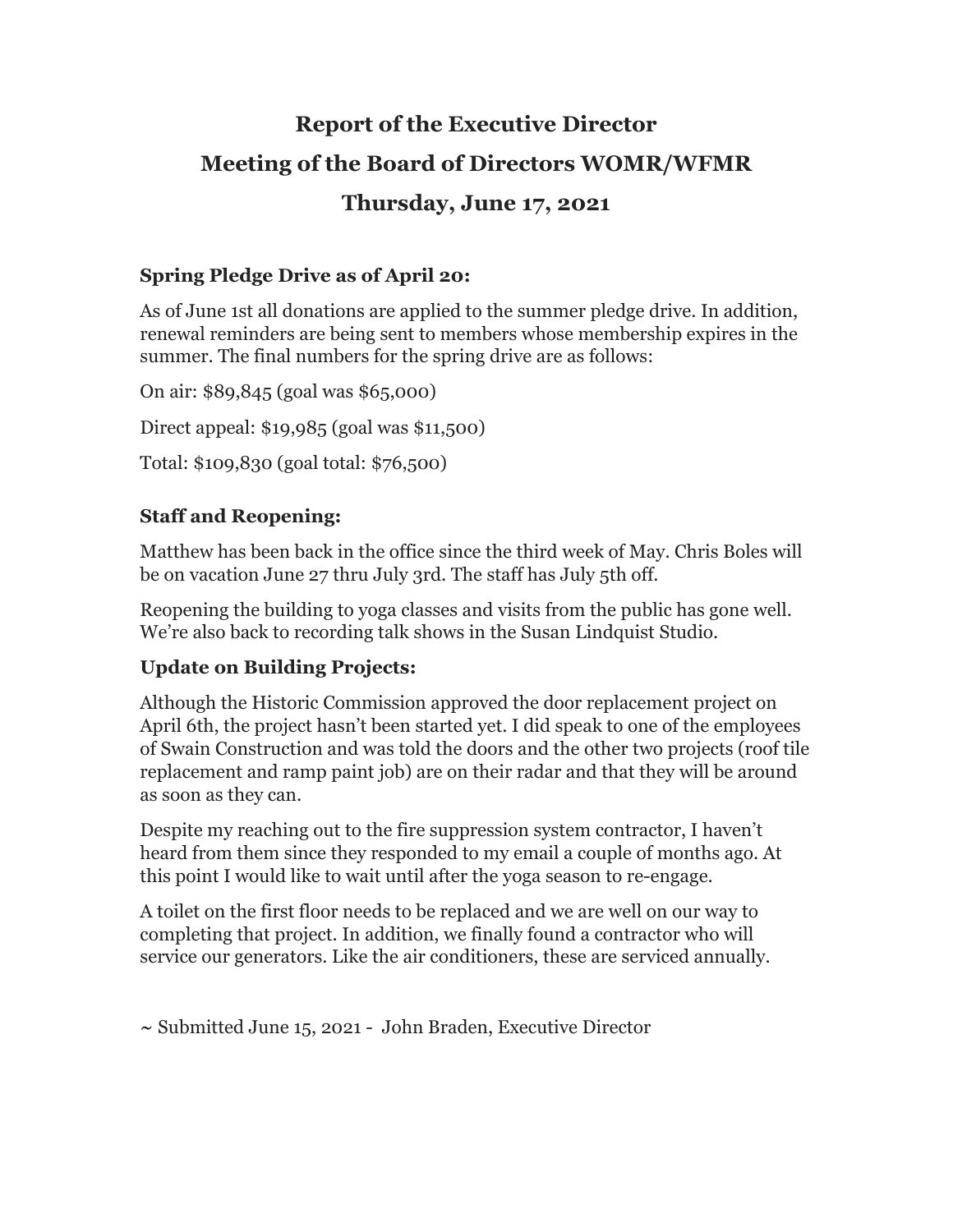# Report of the Executive Director

# Meeting of the Board of Directors WOMR/WFMR

# Thursday, June 17, 2021

### Spring Pledge Drive as of April 20:

As of June 1st all donations are applied to the summer pledge drive. In addition, renewal reminders are being sent to members whose membership expires in the summer. The final numbers for the spring drive are as follows:

On air: $89,845 (goal was $65,000)

Direct appeal: $19,985 (goal was $11,500)

Total: $109,830 (goal total: $76,500)

### Staff and Reopening:

Matthew has been back in the office since the third week of May. Chris Boles will be on vacation June 27 thru July 3rd. The staff has July 5th off.

Reopening the building to yoga classes and visits from the public has gone well. We're also back to recording talk shows in the Susan Lindquist Studio.

### Update on Building Projects:

Although the Historic Commission approved the door replacement project on April 6th, the project hasn't been started yet. I did speak to one of the employees of Swain Construction and was told the doors and the other two projects (roof tile replacement and ramp paint job) are on their radar and that they will be around as soon as they can.

Despite my reaching out to the fire suppression system contractor, I haven't heard from them since they responded to my email a couple of months ago. At this point I would like to wait until after the yoga season to re-engage.

A toilet on the first floor needs to be replaced and we are well on our way to completing that project. In addition, we finally found a contractor who will service our generators. Like the air conditioners, these are serviced annually.

~ Submitted June 15, 2021 - John Braden, Executive Director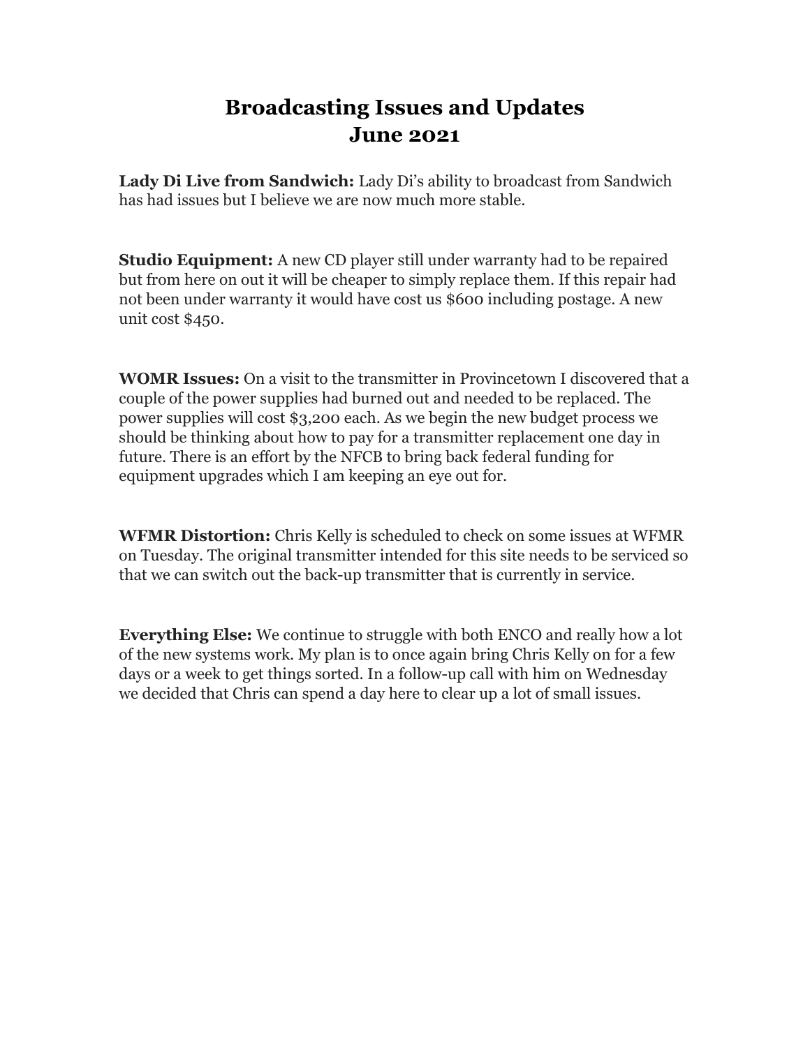# Broadcasting Issues and Updates
# June 2021

**Lady Di Live from Sandwich:** Lady Di's ability to broadcast from Sandwich has had issues but I believe we are now much more stable.

**Studio Equipment:** A new CD player still under warranty had to be repaired but from here on out it will be cheaper to simply replace them. If this repair had not been under warranty it would have cost us $600 including postage. A new unit cost $450.

**WOMR Issues:** On a visit to the transmitter in Provincetown I discovered that a couple of the power supplies had burned out and needed to be replaced. The power supplies will cost $3,200 each. As we begin the new budget process we should be thinking about how to pay for a transmitter replacement one day in future. There is an effort by the NFCB to bring back federal funding for equipment upgrades which I am keeping an eye out for.

**WFMR Distortion:** Chris Kelly is scheduled to check on some issues at WFMR on Tuesday. The original transmitter intended for this site needs to be serviced so that we can switch out the back-up transmitter that is currently in service.

**Everything Else:** We continue to struggle with both ENCO and really how a lot of the new systems work. My plan is to once again bring Chris Kelly on for a few days or a week to get things sorted. In a follow-up call with him on Wednesday we decided that Chris can spend a day here to clear up a lot of small issues.